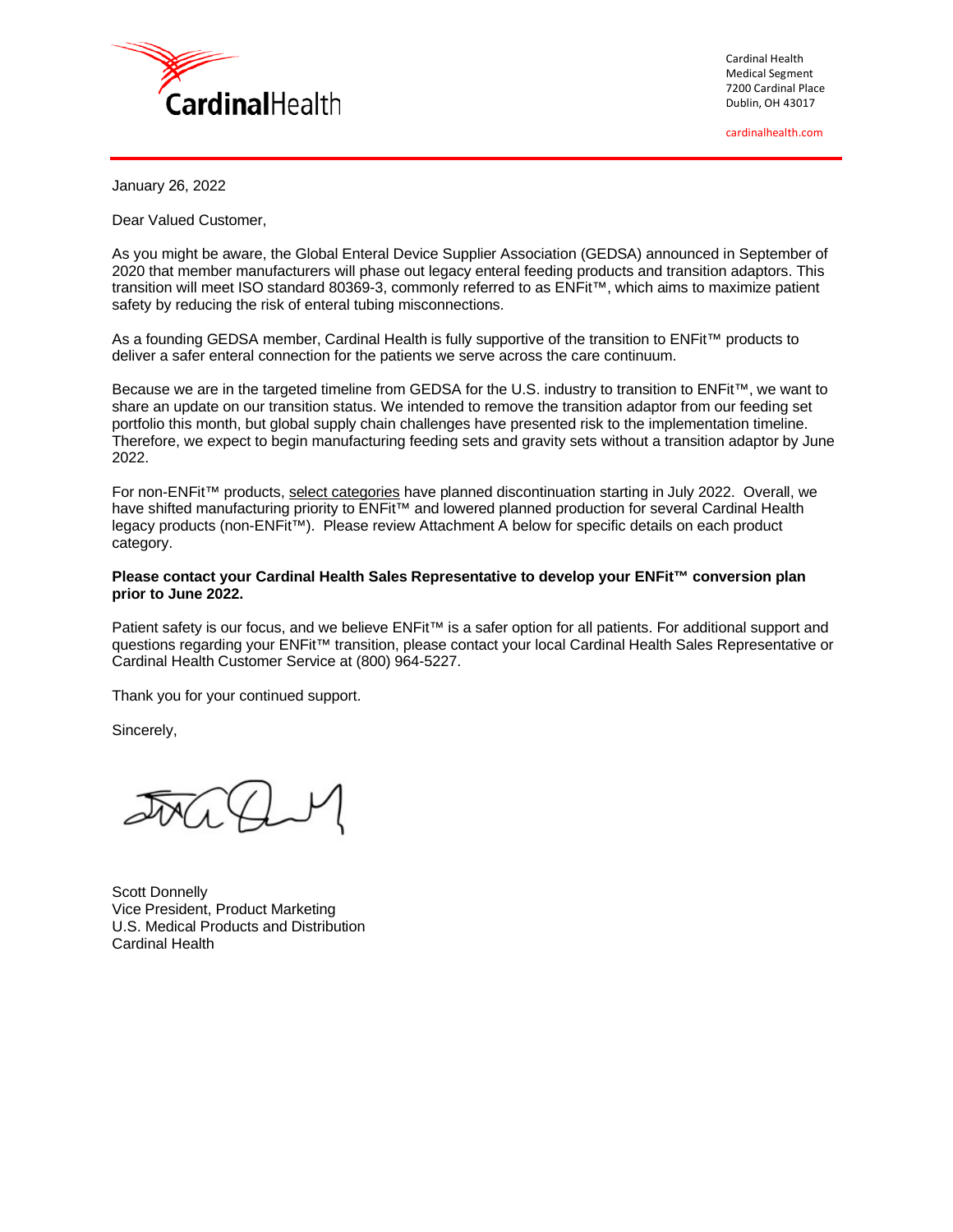Cardinal Health

Cardinal Health
Medical Segment
7200 Cardinal Place
Dublin, OH 43017

cardinalhealth.com

January 26, 2022

Dear Valued Customer,

As you might be aware, the Global Enteral Device Supplier Association (GEDSA) announced in September of 2020 that member manufacturers will phase out legacy enteral feeding products and transition adaptors. This transition will meet ISO standard 80369-3, commonly referred to as ENFit™, which aims to maximize patient safety by reducing the risk of enteral tubing misconnections.

As a founding GEDSA member, Cardinal Health is fully supportive of the transition to ENFit™ products to deliver a safer enteral connection for the patients we serve across the care continuum.

Because we are in the targeted timeline from GEDSA for the U.S. industry to transition to ENFit™, we want to share an update on our transition status. We intended to remove the transition adaptor from our feeding set portfolio this month, but global supply chain challenges have presented risk to the implementation timeline. Therefore, we expect to begin manufacturing feeding sets and gravity sets without a transition adaptor by June 2022.

For non-ENFit™ products, select categories have planned discontinuation starting in July 2022. Overall, we have shifted manufacturing priority to ENFit™ and lowered planned production for several Cardinal Health legacy products (non-ENFit™). Please review Attachment A below for specific details on each product category.

**Please contact your Cardinal Health Sales Representative to develop your ENFit™ conversion plan prior to June 2022.**

Patient safety is our focus, and we believe ENFit™ is a safer option for all patients. For additional support and questions regarding your ENFit™ transition, please contact your local Cardinal Health Sales Representative or Cardinal Health Customer Service at (800) 964-5227.

Thank you for your continued support.

Sincerely,

Scott Donnelly
Vice President, Product Marketing
U.S. Medical Products and Distribution
Cardinal Health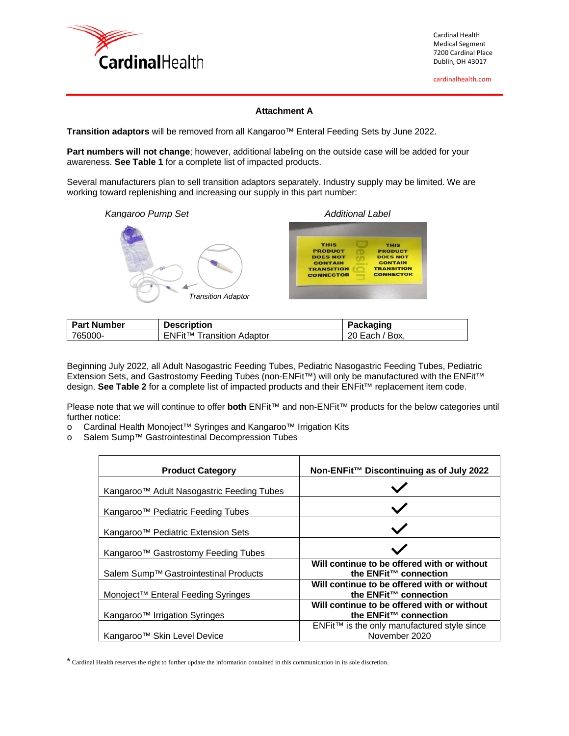Cardinal Health
Medical Segment
7200 Cardinal Place
Dublin, OH 43017

cardinalhealth.com

## Attachment A

**Transition adaptors** will be removed from all Kangaroo™ Enteral Feeding Sets by June 2022.

**Part numbers will not change**; however, additional labeling on the outside case will be added for your awareness. **See Table 1** for a complete list of impacted products.

Several manufacturers plan to sell transition adaptors separately. Industry supply may be limited. We are working toward replenishing and increasing our supply in this part number:

*Kangaroo Pump Set*

*Transition Adaptor*

*Additional Label*

THIS PRODUCT DOES NOT CONTAIN TRANSITION CONNECTOR

| Part Number | Description | Packaging |
|---|---|---|
| 765000- | ENFit™ Transition Adaptor | 20 Each / Box, |

Beginning July 2022, all Adult Nasogastric Feeding Tubes, Pediatric Nasogastric Feeding Tubes, Pediatric Extension Sets, and Gastrostomy Feeding Tubes (non-ENFit™) will only be manufactured with the ENFit™ design. **See Table 2** for a complete list of impacted products and their ENFit™ replacement item code.

Please note that we will continue to offer **both** ENFit™ and non-ENFit™ products for the below categories until further notice:

- Cardinal Health Monoject™ Syringes and Kangaroo™ Irrigation Kits
- Salem Sump™ Gastrointestinal Decompression Tubes

| Product Category | Non-ENFit™ Discontinuing as of July 2022 |
|---|---|
| Kangaroo™ Adult Nasogastric Feeding Tubes | ✓ |
| Kangaroo™ Pediatric Feeding Tubes | ✓ |
| Kangaroo™ Pediatric Extension Sets | ✓ |
| Kangaroo™ Gastrostomy Feeding Tubes | ✓ |
| Salem Sump™ Gastrointestinal Products | **Will continue to be offered with or without the ENFit™ connection** |
| Monoject™ Enteral Feeding Syringes | **Will continue to be offered with or without the ENFit™ connection** |
| Kangaroo™ Irrigation Syringes | **Will continue to be offered with or without the ENFit™ connection** |
| Kangaroo™ Skin Level Device | ENFit™ is the only manufactured style since November 2020 |

* Cardinal Health reserves the right to further update the information contained in this communication in its sole discretion.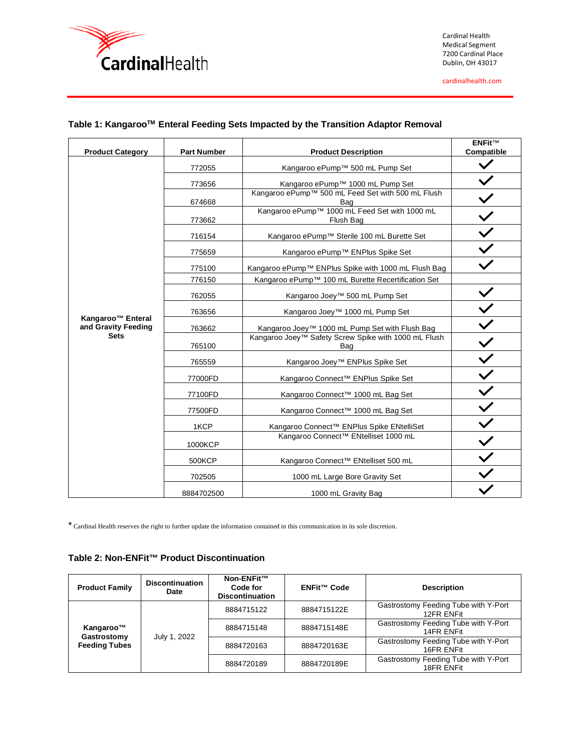### Table 1: Kangaroo™ Enteral Feeding Sets Impacted by the Transition Adaptor Removal

| Product Category | Part Number | Product Description | ENFit™ Compatible |
|---|---|---|---|
| Kangaroo™ Enteral and Gravity Feeding Sets | 772055 | Kangaroo ePump™ 500 mL Pump Set | ✓ |
| | 773656 | Kangaroo ePump™ 1000 mL Pump Set | ✓ |
| | 674668 | Kangaroo ePump™ 500 mL Feed Set with 500 mL Flush Bag | ✓ |
| | 773662 | Kangaroo ePump™ 1000 mL Feed Set with 1000 mL Flush Bag | ✓ |
| | 716154 | Kangaroo ePump™ Sterile 100 mL Burette Set | ✓ |
| | 775659 | Kangaroo ePump™ ENPlus Spike Set | ✓ |
| | 775100 | Kangaroo ePump™ ENPlus Spike with 1000 mL Flush Bag | ✓ |
| | 776150 | Kangaroo ePump™ 100 mL Burette Recertification Set | |
| | 762055 | Kangaroo Joey™ 500 mL Pump Set | ✓ |
| | 763656 | Kangaroo Joey™ 1000 mL Pump Set | ✓ |
| | 763662 | Kangaroo Joey™ 1000 mL Pump Set with Flush Bag | ✓ |
| | 765100 | Kangaroo Joey™ Safety Screw Spike with 1000 mL Flush Bag | ✓ |
| | 765559 | Kangaroo Joey™ ENPlus Spike Set | ✓ |
| | 77000FD | Kangaroo Connect™ ENPlus Spike Set | ✓ |
| | 77100FD | Kangaroo Connect™ 1000 mL Bag Set | ✓ |
| | 77500FD | Kangaroo Connect™ 1000 mL Bag Set | ✓ |
| | 1KCP | Kangaroo Connect™ ENPlus Spike ENtelliSet | ✓ |
| | 1000KCP | Kangaroo Connect™ ENtelliset 1000 mL | ✓ |
| | 500KCP | Kangaroo Connect™ ENtelliset 500 mL | ✓ |
| | 702505 | 1000 mL Large Bore Gravity Set | ✓ |
| | 8884702500 | 1000 mL Gravity Bag | ✓ |

* Cardinal Health reserves the right to further update the information contained in this communication in its sole discretion.

### Table 2: Non-ENFit™ Product Discontinuation

| Product Family | Discontinuation Date | Non-ENFit™ Code for Discontinuation | ENFit™ Code | Description |
|---|---|---|---|---|
| Kangaroo™ Gastrostomy Feeding Tubes | July 1, 2022 | 8884715122 | 8884715122E | Gastrostomy Feeding Tube with Y-Port 12FR ENFit |
| | | 8884715148 | 8884715148E | Gastrostomy Feeding Tube with Y-Port 14FR ENFit |
| | | 8884720163 | 8884720163E | Gastrostomy Feeding Tube with Y-Port 16FR ENFit |
| | | 8884720189 | 8884720189E | Gastrostomy Feeding Tube with Y-Port 18FR ENFit |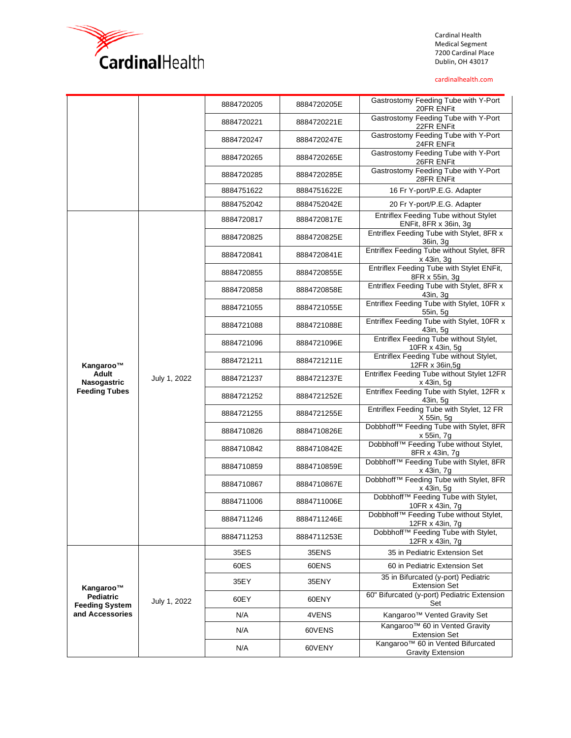| | | | | |
|---|---|---|---|---|
| | | 8884720205 | 8884720205E | Gastrostomy Feeding Tube with Y-Port 20FR ENFit |
| | | 8884720221 | 8884720221E | Gastrostomy Feeding Tube with Y-Port 22FR ENFit |
| | | 8884720247 | 8884720247E | Gastrostomy Feeding Tube with Y-Port 24FR ENFit |
| | | 8884720265 | 8884720265E | Gastrostomy Feeding Tube with Y-Port 26FR ENFit |
| | | 8884720285 | 8884720285E | Gastrostomy Feeding Tube with Y-Port 28FR ENFit |
| | | 8884751622 | 8884751622E | 16 Fr Y-port/P.E.G. Adapter |
| | | 8884752042 | 8884752042E | 20 Fr Y-port/P.E.G. Adapter |
| **Kangaroo™ Adult Nasogastric Feeding Tubes** | July 1, 2022 | 8884720817 | 8884720817E | Entriflex Feeding Tube without Stylet ENFit, 8FR x 36in, 3g |
| | | 8884720825 | 8884720825E | Entriflex Feeding Tube with Stylet, 8FR x 36in, 3g |
| | | 8884720841 | 8884720841E | Entriflex Feeding Tube without Stylet, 8FR x 43in, 3g |
| | | 8884720855 | 8884720855E | Entriflex Feeding Tube with Stylet ENFit, 8FR x 55in, 3g |
| | | 8884720858 | 8884720858E | Entriflex Feeding Tube with Stylet, 8FR x 43in, 3g |
| | | 8884721055 | 8884721055E | Entriflex Feeding Tube with Stylet, 10FR x 55in, 5g |
| | | 8884721088 | 8884721088E | Entriflex Feeding Tube with Stylet, 10FR x 43in, 5g |
| | | 8884721096 | 8884721096E | Entriflex Feeding Tube without Stylet, 10FR x 43in, 5g |
| | | 8884721211 | 8884721211E | Entriflex Feeding Tube without Stylet, 12FR x 36in,5g |
| | | 8884721237 | 8884721237E | Entriflex Feeding Tube without Stylet 12FR x 43in, 5g |
| | | 8884721252 | 8884721252E | Entriflex Feeding Tube with Stylet, 12FR x 43in, 5g |
| | | 8884721255 | 8884721255E | Entriflex Feeding Tube with Stylet, 12 FR X 55in, 5g |
| | | 8884710826 | 8884710826E | Dobbhoff™ Feeding Tube with Stylet, 8FR x 55in, 7g |
| | | 8884710842 | 8884710842E | Dobbhoff™ Feeding Tube without Stylet, 8FR x 43in, 7g |
| | | 8884710859 | 8884710859E | Dobbhoff™ Feeding Tube with Stylet, 8FR x 43in, 7g |
| | | 8884710867 | 8884710867E | Dobbhoff™ Feeding Tube with Stylet, 8FR x 43in, 5g |
| | | 8884711006 | 8884711006E | Dobbhoff™ Feeding Tube with Stylet, 10FR x 43in, 7g |
| | | 8884711246 | 8884711246E | Dobbhoff™ Feeding Tube without Stylet, 12FR x 43in, 7g |
| | | 8884711253 | 8884711253E | Dobbhoff™ Feeding Tube with Stylet, 12FR x 43in, 7g |
| **Kangaroo™ Pediatric Feeding System and Accessories** | July 1, 2022 | 35ES | 35ENS | 35 in Pediatric Extension Set |
| | | 60ES | 60ENS | 60 in Pediatric Extension Set |
| | | 35EY | 35ENY | 35 in Bifurcated (y-port) Pediatric Extension Set |
| | | 60EY | 60ENY | 60" Bifurcated (y-port) Pediatric Extension Set |
| | | N/A | 4VENS | Kangaroo™ Vented Gravity Set |
| | | N/A | 60VENS | Kangaroo™ 60 in Vented Gravity Extension Set |
| | | N/A | 60VENY | Kangaroo™ 60 in Vented Bifurcated Gravity Extension Set |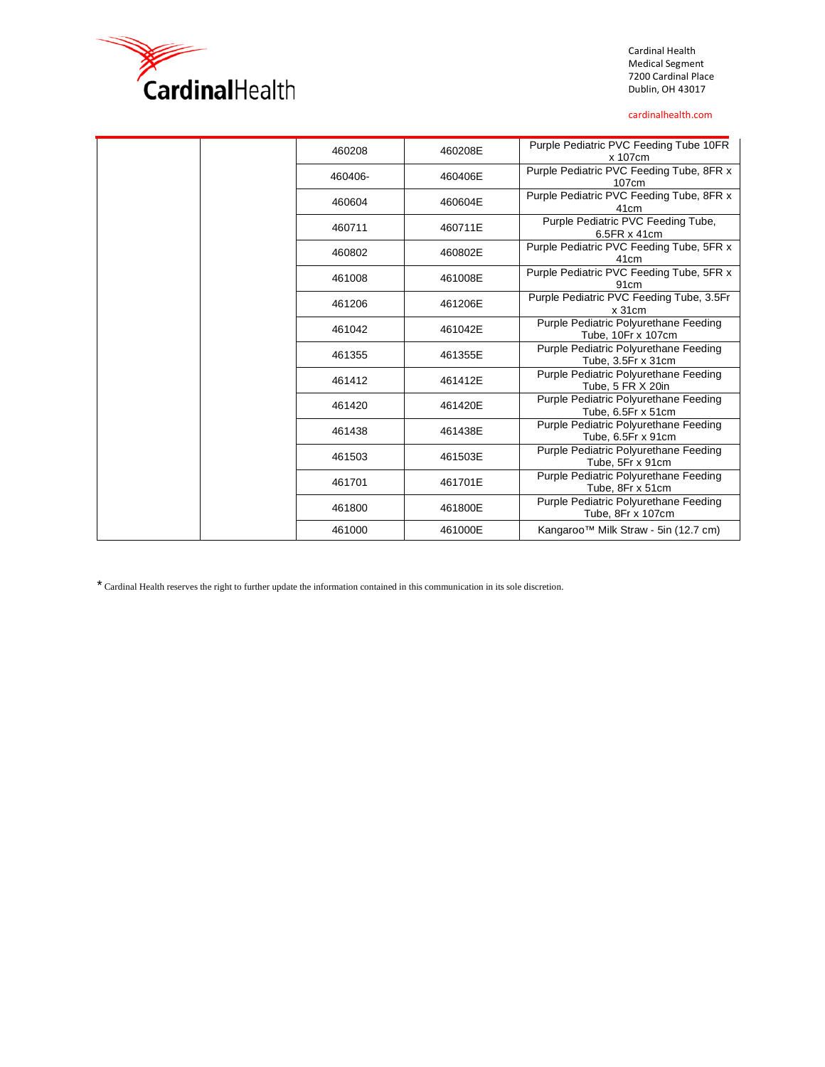| | | | | |
|---|---|---|---|---|
| | | 460208 | 460208E | Purple Pediatric PVC Feeding Tube 10FR x 107cm |
| | | 460406- | 460406E | Purple Pediatric PVC Feeding Tube, 8FR x 107cm |
| | | 460604 | 460604E | Purple Pediatric PVC Feeding Tube, 8FR x 41cm |
| | | 460711 | 460711E | Purple Pediatric PVC Feeding Tube, 6.5FR x 41cm |
| | | 460802 | 460802E | Purple Pediatric PVC Feeding Tube, 5FR x 41cm |
| | | 461008 | 461008E | Purple Pediatric PVC Feeding Tube, 5FR x 91cm |
| | | 461206 | 461206E | Purple Pediatric PVC Feeding Tube, 3.5Fr x 31cm |
| | | 461042 | 461042E | Purple Pediatric Polyurethane Feeding Tube, 10Fr x 107cm |
| | | 461355 | 461355E | Purple Pediatric Polyurethane Feeding Tube, 3.5Fr x 31cm |
| | | 461412 | 461412E | Purple Pediatric Polyurethane Feeding Tube, 5 FR X 20in |
| | | 461420 | 461420E | Purple Pediatric Polyurethane Feeding Tube, 6.5Fr x 51cm |
| | | 461438 | 461438E | Purple Pediatric Polyurethane Feeding Tube, 6.5Fr x 91cm |
| | | 461503 | 461503E | Purple Pediatric Polyurethane Feeding Tube, 5Fr x 91cm |
| | | 461701 | 461701E | Purple Pediatric Polyurethane Feeding Tube, 8Fr x 51cm |
| | | 461800 | 461800E | Purple Pediatric Polyurethane Feeding Tube, 8Fr x 107cm |
| | | 461000 | 461000E | Kangaroo™ Milk Straw - 5in (12.7 cm) |

* Cardinal Health reserves the right to further update the information contained in this communication in its sole discretion.